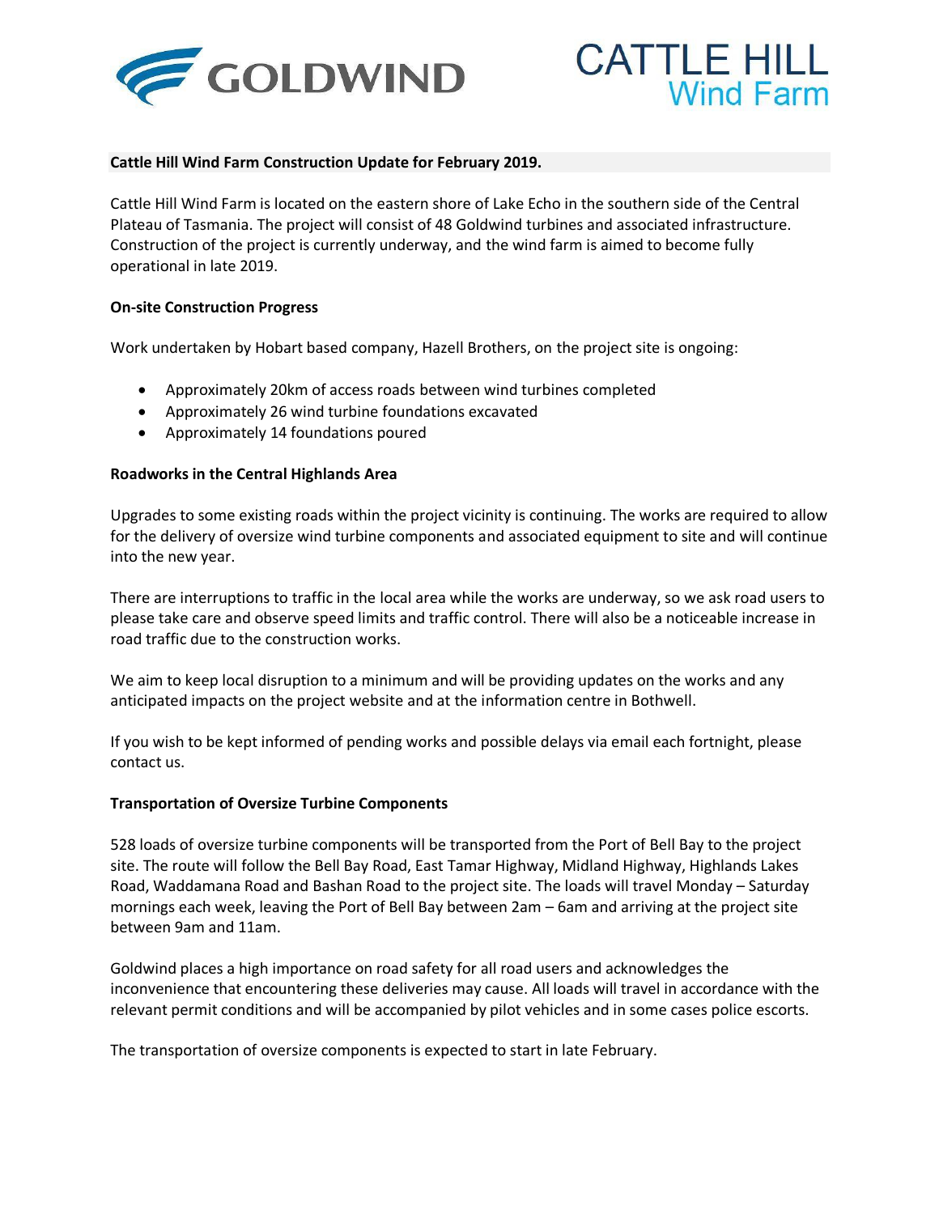GOLDWIND

CATTLE HILL Wind Farm

**Cattle Hill Wind Farm Construction Update for February 2019.**

Cattle Hill Wind Farm is located on the eastern shore of Lake Echo in the southern side of the Central Plateau of Tasmania. The project will consist of 48 Goldwind turbines and associated infrastructure. Construction of the project is currently underway, and the wind farm is aimed to become fully operational in late 2019.

**On-site Construction Progress**

Work undertaken by Hobart based company, Hazell Brothers, on the project site is ongoing:

- Approximately 20km of access roads between wind turbines completed
- Approximately 26 wind turbine foundations excavated
- Approximately 14 foundations poured

**Roadworks in the Central Highlands Area**

Upgrades to some existing roads within the project vicinity is continuing. The works are required to allow for the delivery of oversize wind turbine components and associated equipment to site and will continue into the new year.

There are interruptions to traffic in the local area while the works are underway, so we ask road users to please take care and observe speed limits and traffic control. There will also be a noticeable increase in road traffic due to the construction works.

We aim to keep local disruption to a minimum and will be providing updates on the works and any anticipated impacts on the project website and at the information centre in Bothwell.

If you wish to be kept informed of pending works and possible delays via email each fortnight, please contact us.

**Transportation of Oversize Turbine Components**

528 loads of oversize turbine components will be transported from the Port of Bell Bay to the project site. The route will follow the Bell Bay Road, East Tamar Highway, Midland Highway, Highlands Lakes Road, Waddamana Road and Bashan Road to the project site. The loads will travel Monday – Saturday mornings each week, leaving the Port of Bell Bay between 2am – 6am and arriving at the project site between 9am and 11am.

Goldwind places a high importance on road safety for all road users and acknowledges the inconvenience that encountering these deliveries may cause. All loads will travel in accordance with the relevant permit conditions and will be accompanied by pilot vehicles and in some cases police escorts.

The transportation of oversize components is expected to start in late February.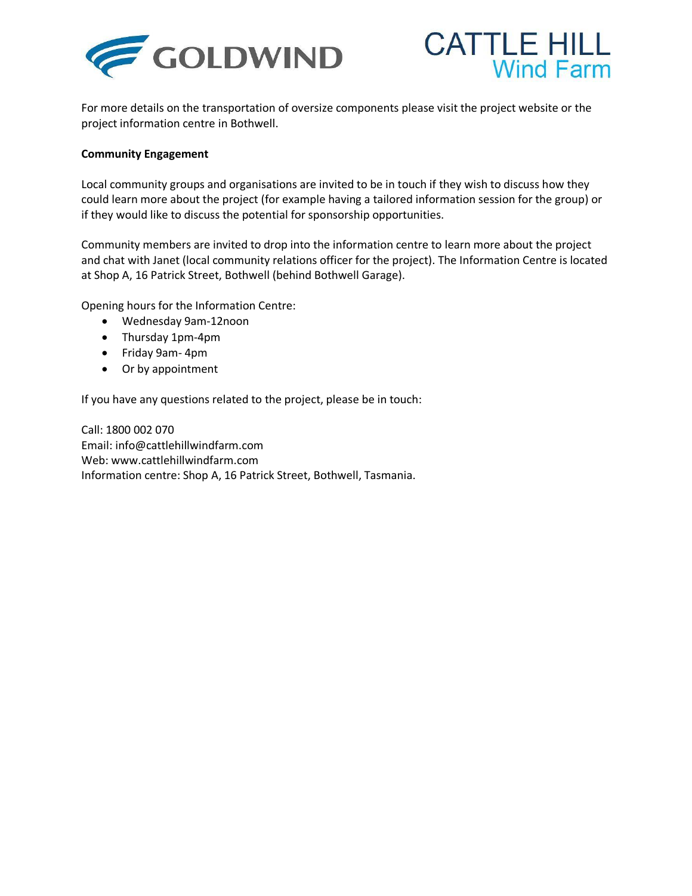For more details on the transportation of oversize components please visit the project website or the project information centre in Bothwell.

**Community Engagement**

Local community groups and organisations are invited to be in touch if they wish to discuss how they could learn more about the project (for example having a tailored information session for the group) or if they would like to discuss the potential for sponsorship opportunities.

Community members are invited to drop into the information centre to learn more about the project and chat with Janet (local community relations officer for the project). The Information Centre is located at Shop A, 16 Patrick Street, Bothwell (behind Bothwell Garage).

Opening hours for the Information Centre:

- Wednesday 9am-12noon
- Thursday 1pm-4pm
- Friday 9am- 4pm
- Or by appointment

If you have any questions related to the project, please be in touch:

Call: 1800 002 070
Email: info@cattlehillwindfarm.com
Web: www.cattlehillwindfarm.com
Information centre: Shop A, 16 Patrick Street, Bothwell, Tasmania.